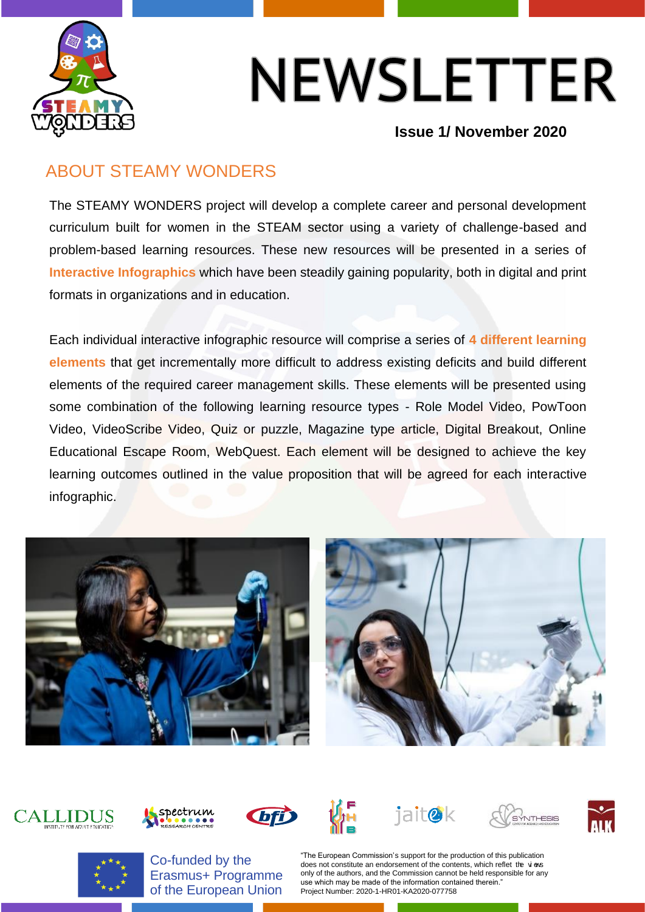# NEWSLETTER

**Issue 1/ November 2020**

## ABOUT STEAMY WONDERS

The STEAMY WONDERS project will develop a complete career and personal development curriculum built for women in the STEAM sector using a variety of challenge-based and problem-based learning resources. These new resources will be presented in a series of **Interactive Infographics** which have been steadily gaining popularity, both in digital and print formats in organizations and in education.

Each individual interactive infographic resource will comprise a series of **4 different learning elements** that get incrementally more difficult to address existing deficits and build different elements of the required career management skills. These elements will be presented using some combination of the following learning resource types - Role Model Video, PowToon Video, VideoScribe Video, Quiz or puzzle, Magazine type article, Digital Breakout, Online Educational Escape Room, WebQuest. Each element will be designed to achieve the key learning outcomes outlined in the value proposition that will be agreed for each interactive infographic.

Co-funded by the Erasmus+ Programme of the European Union

"The European Commission's support for the production of this publication does not constitute an endorsement of the contents, which reflet the views only of the authors, and the Commission cannot be held responsible for any use which may be made of the information contained therein."
Project Number: 2020-1-HR01-KA2020-077758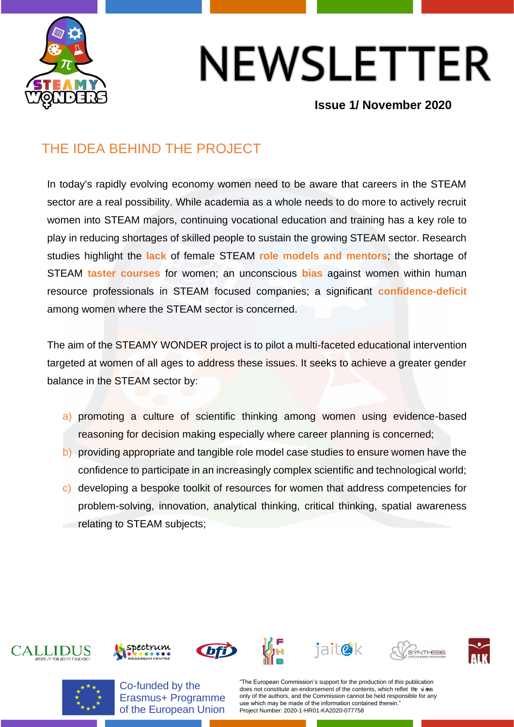# NEWSLETTER

**Issue 1/ November 2020**

## THE IDEA BEHIND THE PROJECT

In today's rapidly evolving economy women need to be aware that careers in the STEAM sector are a real possibility. While academia as a whole needs to do more to actively recruit women into STEAM majors, continuing vocational education and training has a key role to play in reducing shortages of skilled people to sustain the growing STEAM sector. Research studies highlight the **lack** of female STEAM **role models and mentors**; the shortage of STEAM **taster courses** for women; an unconscious **bias** against women within human resource professionals in STEAM focused companies; a significant **confidence-deficit** among women where the STEAM sector is concerned.

The aim of the STEAMY WONDER project is to pilot a multi-faceted educational intervention targeted at women of all ages to address these issues. It seeks to achieve a greater gender balance in the STEAM sector by:

a) promoting a culture of scientific thinking among women using evidence-based reasoning for decision making especially where career planning is concerned;
b) providing appropriate and tangible role model case studies to ensure women have the confidence to participate in an increasingly complex scientific and technological world;
c) developing a bespoke toolkit of resources for women that address competencies for problem-solving, innovation, analytical thinking, critical thinking, spatial awareness relating to STEAM subjects;

Co-funded by the Erasmus+ Programme of the European Union

"The European Commission's support for the production of this publication does not constitute an endorsement of the contents, which reflect the views only of the authors, and the Commission cannot be held responsible for any use which may be made of the information contained therein."
Project Number: 2020-1-HR01-KA2020-077758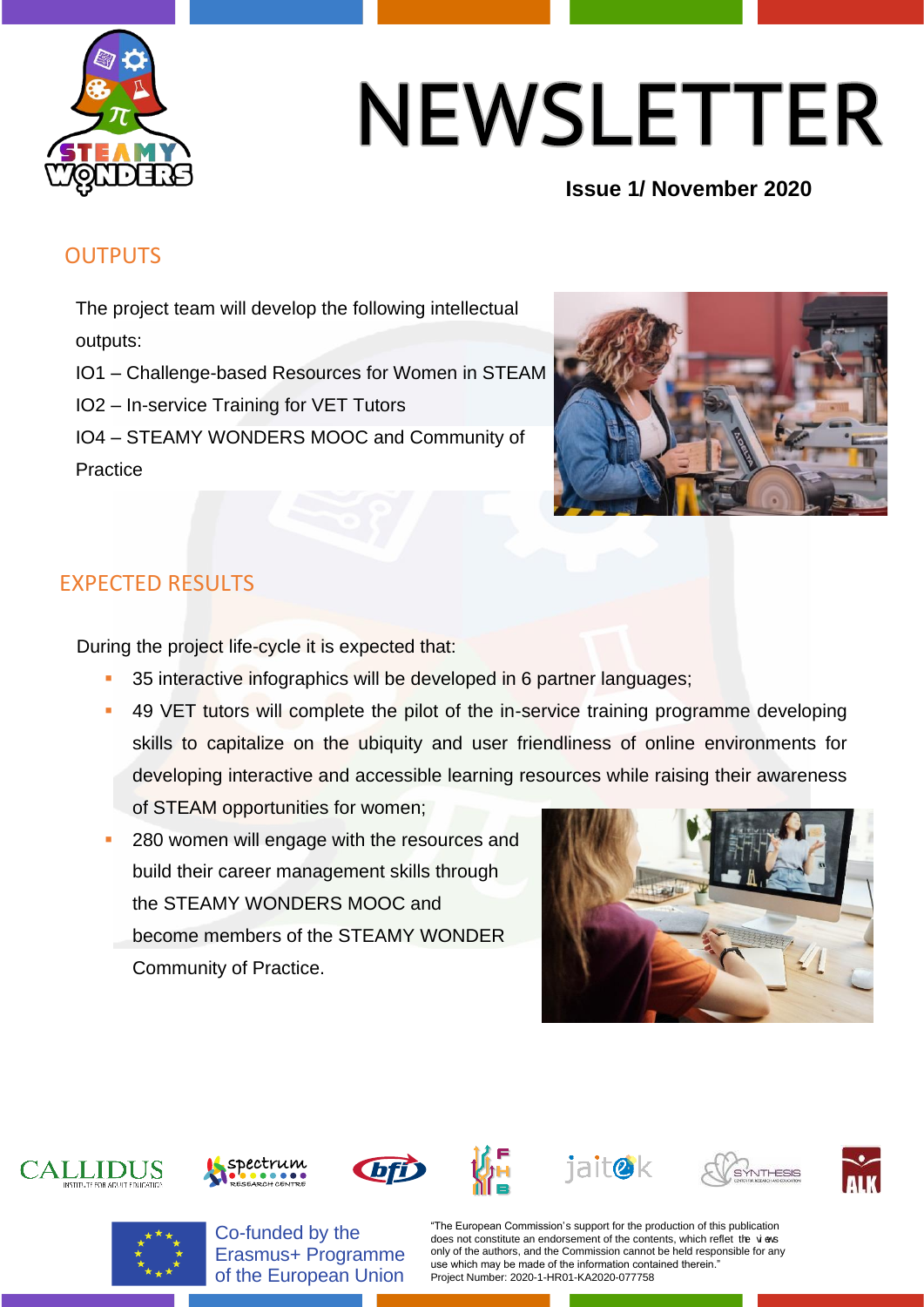# NEWSLETTER

**Issue 1/ November 2020**

## OUTPUTS

The project team will develop the following intellectual outputs:

IO1 – Challenge-based Resources for Women in STEAM

IO2 – In-service Training for VET Tutors

IO4 – STEAMY WONDERS MOOC and Community of Practice

## EXPECTED RESULTS

During the project life-cycle it is expected that:

- 35 interactive infographics will be developed in 6 partner languages;
- 49 VET tutors will complete the pilot of the in-service training programme developing skills to capitalize on the ubiquity and user friendliness of online environments for developing interactive and accessible learning resources while raising their awareness of STEAM opportunities for women;
- 280 women will engage with the resources and build their career management skills through the STEAMY WONDERS MOOC and become members of the STEAMY WONDER Community of Practice.

Co-funded by the Erasmus+ Programme of the European Union

"The European Commission's support for the production of this publication does not constitute an endorsement of the contents, which reflect the views only of the authors, and the Commission cannot be held responsible for any use which may be made of the information contained therein."
Project Number: 2020-1-HR01-KA2020-077758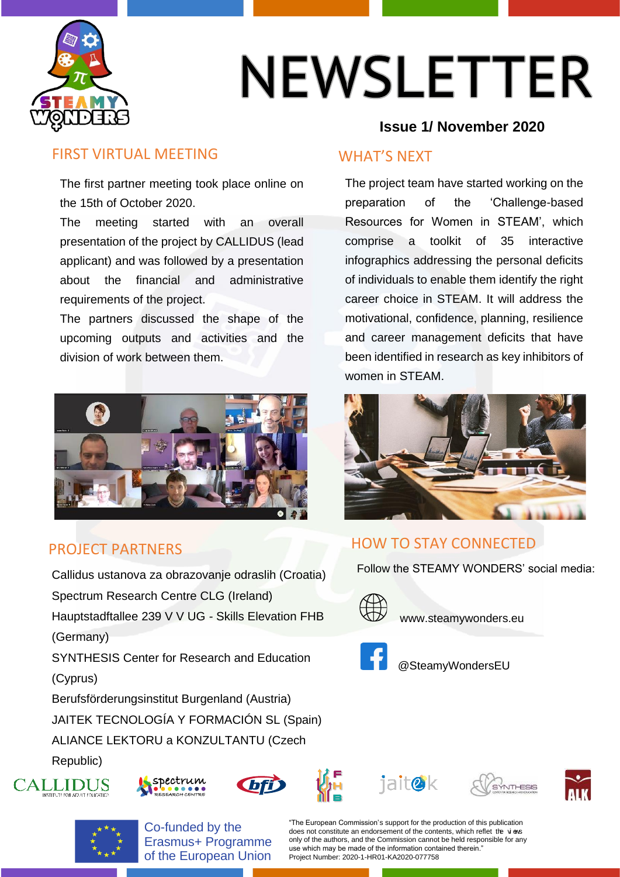# NEWSLETTER

**Issue 1/ November 2020**

## FIRST VIRTUAL MEETING

The first partner meeting took place online on the 15th of October 2020.

The meeting started with an overall presentation of the project by CALLIDUS (lead applicant) and was followed by a presentation about the financial and administrative requirements of the project.

The partners discussed the shape of the upcoming outputs and activities and the division of work between them.

## WHAT'S NEXT

The project team have started working on the preparation of the 'Challenge-based Resources for Women in STEAM', which comprise a toolkit of 35 interactive infographics addressing the personal deficits of individuals to enable them identify the right career choice in STEAM. It will address the motivational, confidence, planning, resilience and career management deficits that have been identified in research as key inhibitors of women in STEAM.

## PROJECT PARTNERS

Callidus ustanova za obrazovanje odraslih (Croatia)
Spectrum Research Centre CLG (Ireland)
Hauptstadftallee 239 V V UG - Skills Elevation FHB (Germany)
SYNTHESIS Center for Research and Education (Cyprus)
Berufsförderungsinstitut Burgenland (Austria)
JAITEK TECNOLOGÍA Y FORMACIÓN SL (Spain)
ALIANCE LEKTORU a KONZULTANTU (Czech Republic)

## HOW TO STAY CONNECTED

Follow the STEAMY WONDERS' social media:

www.steamywonders.eu

@SteamyWondersEU

Co-funded by the Erasmus+ Programme of the European Union

"The European Commission's support for the production of this publication does not constitute an endorsement of the contents, which reflet the views only of the authors, and the Commission cannot be held responsible for any use which may be made of the information contained therein."
Project Number: 2020-1-HR01-KA2020-077758